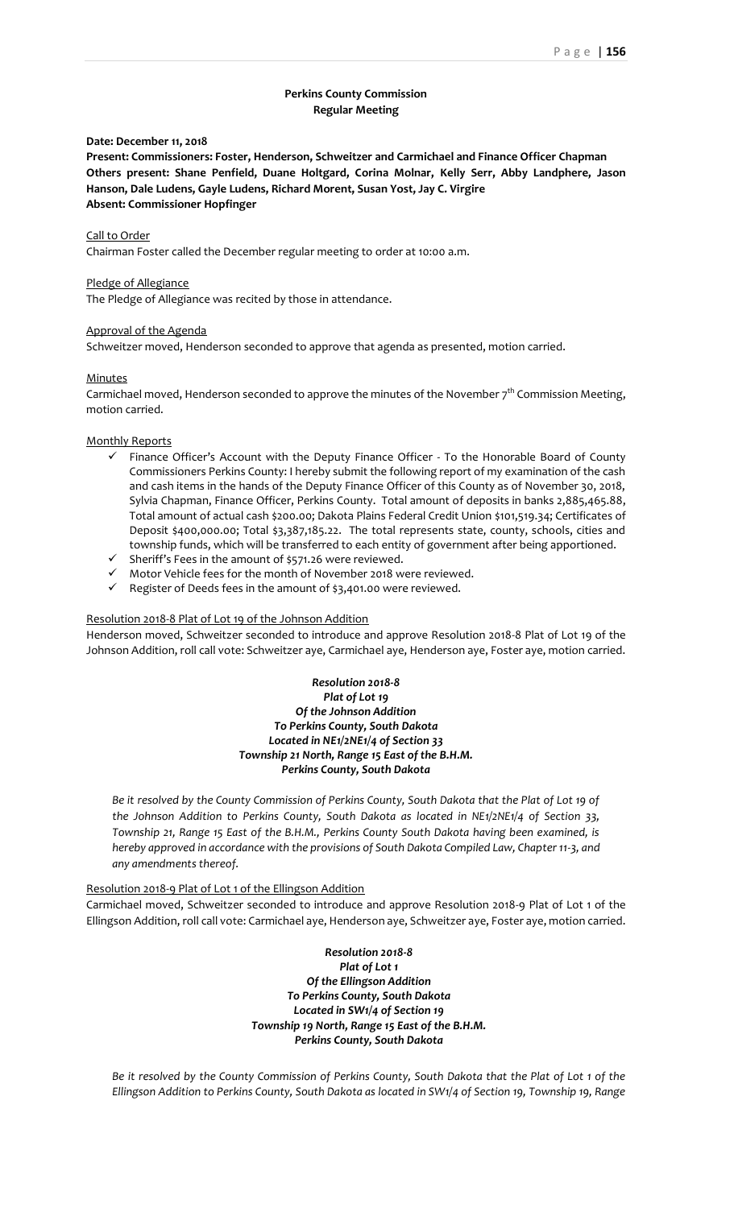# Perkins County Commission
## Regular Meeting

**Date: December 11, 2018**

**Present: Commissioners: Foster, Henderson, Schweitzer and Carmichael and Finance Officer Chapman**
**Others present: Shane Penfield, Duane Holtgard, Corina Molnar, Kelly Serr, Abby Landphere, Jason Hanson, Dale Ludens, Gayle Ludens, Richard Morent, Susan Yost, Jay C. Virgire**
**Absent: Commissioner Hopfinger**

Call to Order

Chairman Foster called the December regular meeting to order at 10:00 a.m.

Pledge of Allegiance

The Pledge of Allegiance was recited by those in attendance.

Approval of the Agenda

Schweitzer moved, Henderson seconded to approve that agenda as presented, motion carried.

Minutes

Carmichael moved, Henderson seconded to approve the minutes of the November 7th Commission Meeting, motion carried.

Monthly Reports

- ✓ Finance Officer's Account with the Deputy Finance Officer - To the Honorable Board of County Commissioners Perkins County: I hereby submit the following report of my examination of the cash and cash items in the hands of the Deputy Finance Officer of this County as of November 30, 2018, Sylvia Chapman, Finance Officer, Perkins County. Total amount of deposits in banks 2,885,465.88, Total amount of actual cash $200.00; Dakota Plains Federal Credit Union $101,519.34; Certificates of Deposit $400,000.00; Total $3,387,185.22. The total represents state, county, schools, cities and township funds, which will be transferred to each entity of government after being apportioned.
- ✓ Sheriff's Fees in the amount of $571.26 were reviewed.
- ✓ Motor Vehicle fees for the month of November 2018 were reviewed.
- ✓ Register of Deeds fees in the amount of $3,401.00 were reviewed.

Resolution 2018-8 Plat of Lot 19 of the Johnson Addition

Henderson moved, Schweitzer seconded to introduce and approve Resolution 2018-8 Plat of Lot 19 of the Johnson Addition, roll call vote: Schweitzer aye, Carmichael aye, Henderson aye, Foster aye, motion carried.

***Resolution 2018-8***
***Plat of Lot 19***
***Of the Johnson Addition***
***To Perkins County, South Dakota***
***Located in NE1/2NE1/4 of Section 33***
***Township 21 North, Range 15 East of the B.H.M.***
***Perkins County, South Dakota***

*Be it resolved by the County Commission of Perkins County, South Dakota that the Plat of Lot 19 of the Johnson Addition to Perkins County, South Dakota as located in NE1/2NE1/4 of Section 33, Township 21, Range 15 East of the B.H.M., Perkins County South Dakota having been examined, is hereby approved in accordance with the provisions of South Dakota Compiled Law, Chapter 11-3, and any amendments thereof.*

Resolution 2018-9 Plat of Lot 1 of the Ellingson Addition

Carmichael moved, Schweitzer seconded to introduce and approve Resolution 2018-9 Plat of Lot 1 of the Ellingson Addition, roll call vote: Carmichael aye, Henderson aye, Schweitzer aye, Foster aye, motion carried.

***Resolution 2018-8***
***Plat of Lot 1***
***Of the Ellingson Addition***
***To Perkins County, South Dakota***
***Located in SW1/4 of Section 19***
***Township 19 North, Range 15 East of the B.H.M.***
***Perkins County, South Dakota***

*Be it resolved by the County Commission of Perkins County, South Dakota that the Plat of Lot 1 of the Ellingson Addition to Perkins County, South Dakota as located in SW1/4 of Section 19, Township 19, Range*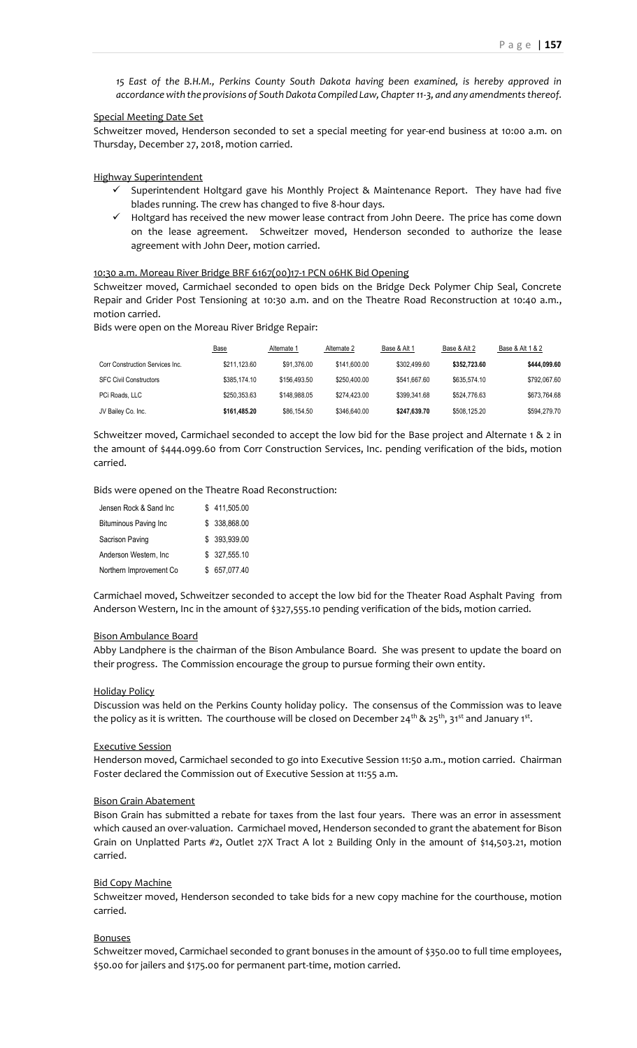*15 East of the B.H.M., Perkins County South Dakota having been examined, is hereby approved in accordance with the provisions of South Dakota Compiled Law, Chapter 11-3, and any amendments thereof.*

Special Meeting Date Set

Schweitzer moved, Henderson seconded to set a special meeting for year-end business at 10:00 a.m. on Thursday, December 27, 2018, motion carried.

Highway Superintendent

- ✓ Superintendent Holtgard gave his Monthly Project & Maintenance Report. They have had five blades running. The crew has changed to five 8-hour days.
- ✓ Holtgard has received the new mower lease contract from John Deere. The price has come down on the lease agreement. Schweitzer moved, Henderson seconded to authorize the lease agreement with John Deer, motion carried.

10:30 a.m. Moreau River Bridge BRF 6167(00)17-1 PCN 06HK Bid Opening

Schweitzer moved, Carmichael seconded to open bids on the Bridge Deck Polymer Chip Seal, Concrete Repair and Grider Post Tensioning at 10:30 a.m. and on the Theatre Road Reconstruction at 10:40 a.m., motion carried.

Bids were open on the Moreau River Bridge Repair:

| | Base | Alternate 1 | Alternate 2 | Base & Alt 1 | Base & Alt 2 | Base & Alt 1 & 2 |
|---|---|---|---|---|---|---|
| Corr Construction Services Inc. | $211,123.60 | $91,376.00 | $141,600.00 | $302,499.60 | **$352,723.60** | **$444,099.60** |
| SFC Civil Constructors | $385,174.10 | $156,493.50 | $250,400.00 | $541,667.60 | $635,574.10 | $792,067.60 |
| PCi Roads, LLC | $250,353.63 | $148,988.05 | $274,423.00 | $399,341.68 | $524,776.63 | $673,764.68 |
| JV Bailey Co. Inc. | **$161,485.20** | $86,154.50 | $346,640.00 | **$247,639.70** | $508,125.20 | $594,279.70 |

Schweitzer moved, Carmichael seconded to accept the low bid for the Base project and Alternate 1 & 2 in the amount of $444.099.60 from Corr Construction Services, Inc. pending verification of the bids, motion carried.

Bids were opened on the Theatre Road Reconstruction:

| | |
|---|---|
| Jensen Rock & Sand Inc | $ 411,505.00 |
| Bituminous Paving Inc | $ 338,868.00 |
| Sacrison Paving | $ 393,939.00 |
| Anderson Western, Inc | $ 327,555.10 |
| Northern Improvement Co | $ 657,077.40 |

Carmichael moved, Schweitzer seconded to accept the low bid for the Theater Road Asphalt Paving from Anderson Western, Inc in the amount of $327,555.10 pending verification of the bids, motion carried.

Bison Ambulance Board

Abby Landphere is the chairman of the Bison Ambulance Board. She was present to update the board on their progress. The Commission encourage the group to pursue forming their own entity.

Holiday Policy

Discussion was held on the Perkins County holiday policy. The consensus of the Commission was to leave the policy as it is written. The courthouse will be closed on December 24th & 25th, 31st and January 1st.

Executive Session

Henderson moved, Carmichael seconded to go into Executive Session 11:50 a.m., motion carried. Chairman Foster declared the Commission out of Executive Session at 11:55 a.m.

Bison Grain Abatement

Bison Grain has submitted a rebate for taxes from the last four years. There was an error in assessment which caused an over-valuation. Carmichael moved, Henderson seconded to grant the abatement for Bison Grain on Unplatted Parts #2, Outlet 27X Tract A lot 2 Building Only in the amount of $14,503.21, motion carried.

Bid Copy Machine

Schweitzer moved, Henderson seconded to take bids for a new copy machine for the courthouse, motion carried.

Bonuses

Schweitzer moved, Carmichael seconded to grant bonuses in the amount of $350.00 to full time employees, $50.00 for jailers and $175.00 for permanent part-time, motion carried.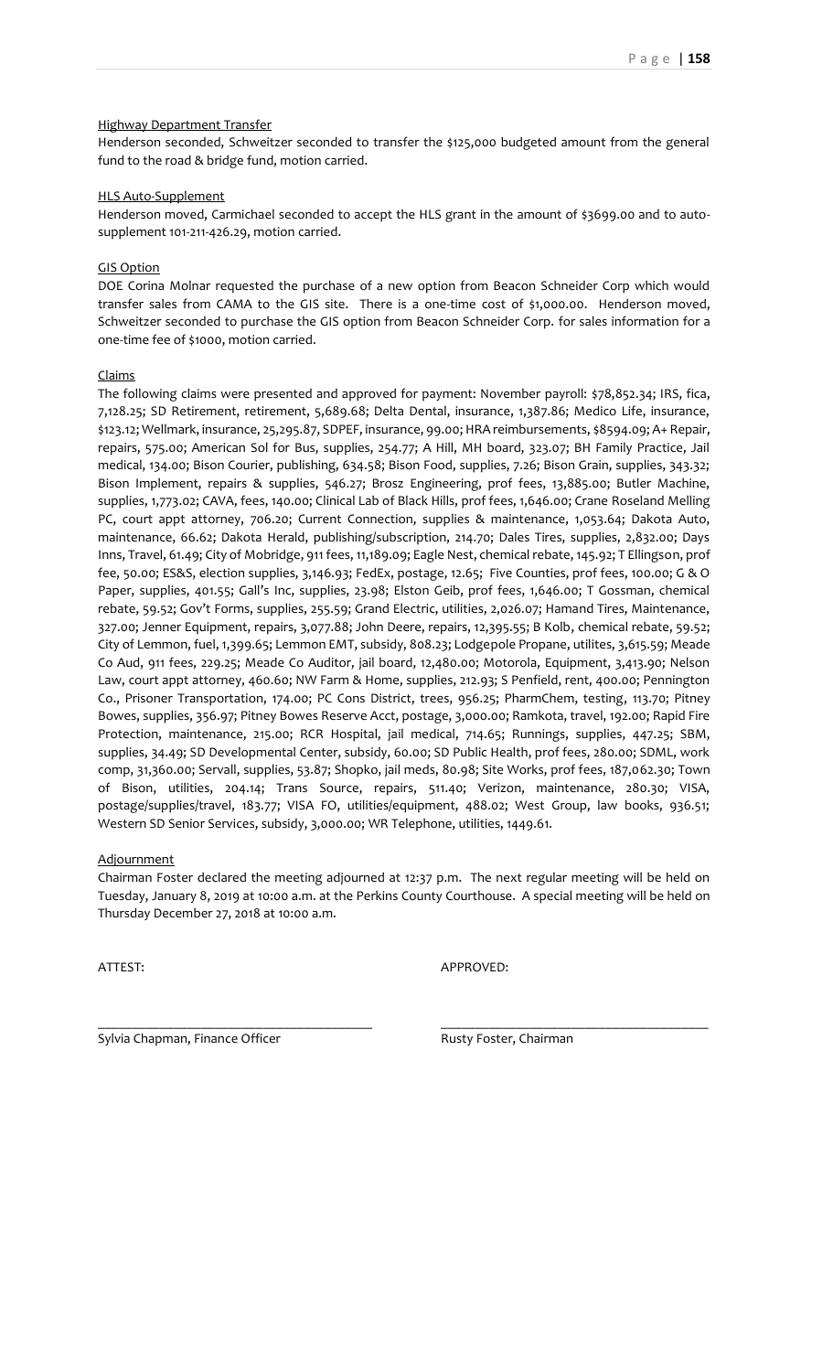Highway Department Transfer

Henderson seconded, Schweitzer seconded to transfer the $125,000 budgeted amount from the general fund to the road & bridge fund, motion carried.

HLS Auto-Supplement

Henderson moved, Carmichael seconded to accept the HLS grant in the amount of $3699.00 and to auto-supplement 101-211-426.29, motion carried.

GIS Option

DOE Corina Molnar requested the purchase of a new option from Beacon Schneider Corp which would transfer sales from CAMA to the GIS site. There is a one-time cost of $1,000.00. Henderson moved, Schweitzer seconded to purchase the GIS option from Beacon Schneider Corp. for sales information for a one-time fee of $1000, motion carried.

Claims

The following claims were presented and approved for payment: November payroll: $78,852.34; IRS, fica, 7,128.25; SD Retirement, retirement, 5,689.68; Delta Dental, insurance, 1,387.86; Medico Life, insurance, $123.12; Wellmark, insurance, 25,295.87, SDPEF, insurance, 99.00; HRA reimbursements, $8594.09; A+ Repair, repairs, 575.00; American Sol for Bus, supplies, 254.77; A Hill, MH board, 323.07; BH Family Practice, Jail medical, 134.00; Bison Courier, publishing, 634.58; Bison Food, supplies, 7.26; Bison Grain, supplies, 343.32; Bison Implement, repairs & supplies, 546.27; Brosz Engineering, prof fees, 13,885.00; Butler Machine, supplies, 1,773.02; CAVA, fees, 140.00; Clinical Lab of Black Hills, prof fees, 1,646.00; Crane Roseland Melling PC, court appt attorney, 706.20; Current Connection, supplies & maintenance, 1,053.64; Dakota Auto, maintenance, 66.62; Dakota Herald, publishing/subscription, 214.70; Dales Tires, supplies, 2,832.00; Days Inns, Travel, 61.49; City of Mobridge, 911 fees, 11,189.09; Eagle Nest, chemical rebate, 145.92; T Ellingson, prof fee, 50.00; ES&S, election supplies, 3,146.93; FedEx, postage, 12.65; Five Counties, prof fees, 100.00; G & O Paper, supplies, 401.55; Gall's Inc, supplies, 23.98; Elston Geib, prof fees, 1,646.00; T Gossman, chemical rebate, 59.52; Gov't Forms, supplies, 255.59; Grand Electric, utilities, 2,026.07; Hamand Tires, Maintenance, 327.00; Jenner Equipment, repairs, 3,077.88; John Deere, repairs, 12,395.55; B Kolb, chemical rebate, 59.52; City of Lemmon, fuel, 1,399.65; Lemmon EMT, subsidy, 808.23; Lodgepole Propane, utilites, 3,615.59; Meade Co Aud, 911 fees, 229.25; Meade Co Auditor, jail board, 12,480.00; Motorola, Equipment, 3,413.90; Nelson Law, court appt attorney, 460.60; NW Farm & Home, supplies, 212.93; S Penfield, rent, 400.00; Pennington Co., Prisoner Transportation, 174.00; PC Cons District, trees, 956.25; PharmChem, testing, 113.70; Pitney Bowes, supplies, 356.97; Pitney Bowes Reserve Acct, postage, 3,000.00; Ramkota, travel, 192.00; Rapid Fire Protection, maintenance, 215.00; RCR Hospital, jail medical, 714.65; Runnings, supplies, 447.25; SBM, supplies, 34.49; SD Developmental Center, subsidy, 60.00; SD Public Health, prof fees, 280.00; SDML, work comp, 31,360.00; Servall, supplies, 53.87; Shopko, jail meds, 80.98; Site Works, prof fees, 187,062.30; Town of Bison, utilities, 204.14; Trans Source, repairs, 511.40; Verizon, maintenance, 280.30; VISA, postage/supplies/travel, 183.77; VISA FO, utilities/equipment, 488.02; West Group, law books, 936.51; Western SD Senior Services, subsidy, 3,000.00; WR Telephone, utilities, 1449.61.

Adjournment

Chairman Foster declared the meeting adjourned at 12:37 p.m. The next regular meeting will be held on Tuesday, January 8, 2019 at 10:00 a.m. at the Perkins County Courthouse. A special meeting will be held on Thursday December 27, 2018 at 10:00 a.m.

ATTEST: APPROVED:

\_\_\_\_\_\_\_\_\_\_\_\_\_\_\_\_\_\_\_\_\_\_\_\_\_\_\_\_\_\_\_\_ \_\_\_\_\_\_\_\_\_\_\_\_\_\_\_\_\_\_\_\_\_\_\_\_\_\_\_\_\_\_\_\_

Sylvia Chapman, Finance Officer Rusty Foster, Chairman